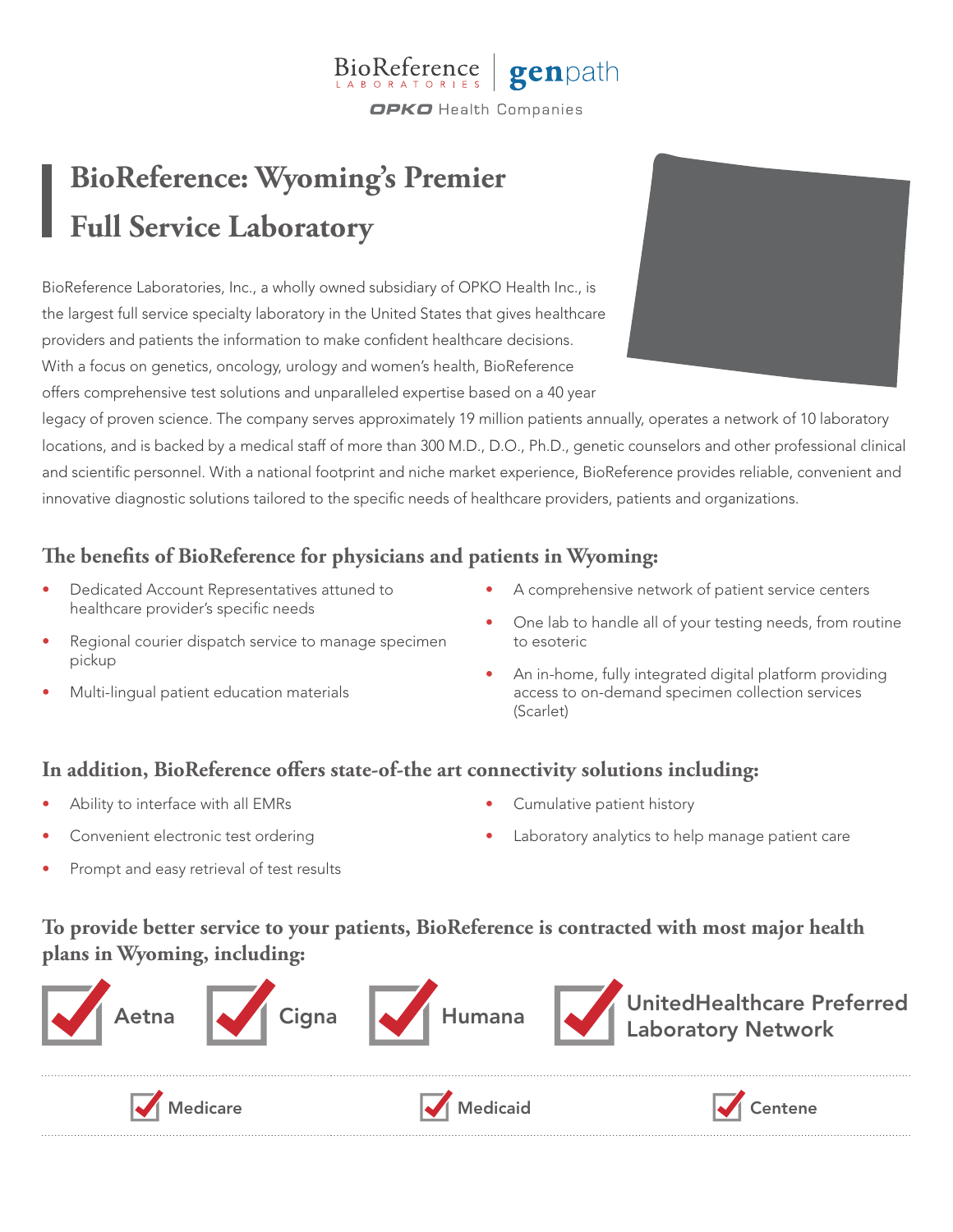BioReference LABORATORIES | genpath

OPKO Health Companies

# BioReference: Wyoming's Premier Full Service Laboratory

BioReference Laboratories, Inc., a wholly owned subsidiary of OPKO Health Inc., is the largest full service specialty laboratory in the United States that gives healthcare providers and patients the information to make confident healthcare decisions. With a focus on genetics, oncology, urology and women's health, BioReference offers comprehensive test solutions and unparalleled expertise based on a 40 year legacy of proven science. The company serves approximately 19 million patients annually, operates a network of 10 laboratory locations, and is backed by a medical staff of more than 300 M.D., D.O., Ph.D., genetic counselors and other professional clinical and scientific personnel. With a national footprint and niche market experience, BioReference provides reliable, convenient and innovative diagnostic solutions tailored to the specific needs of healthcare providers, patients and organizations.

## The benefits of BioReference for physicians and patients in Wyoming:

- Dedicated Account Representatives attuned to healthcare provider's specific needs
- Regional courier dispatch service to manage specimen pickup
- Multi-lingual patient education materials
- A comprehensive network of patient service centers
- One lab to handle all of your testing needs, from routine to esoteric
- An in-home, fully integrated digital platform providing access to on-demand specimen collection services (Scarlet)

## In addition, BioReference offers state-of-the art connectivity solutions including:

- Ability to interface with all EMRs
- Convenient electronic test ordering
- Prompt and easy retrieval of test results
- Cumulative patient history
- Laboratory analytics to help manage patient care

## To provide better service to your patients, BioReference is contracted with most major health plans in Wyoming, including:

- Aetna
- Cigna
- Humana
- UnitedHealthcare Preferred Laboratory Network
- Medicare
- Medicaid
- Centene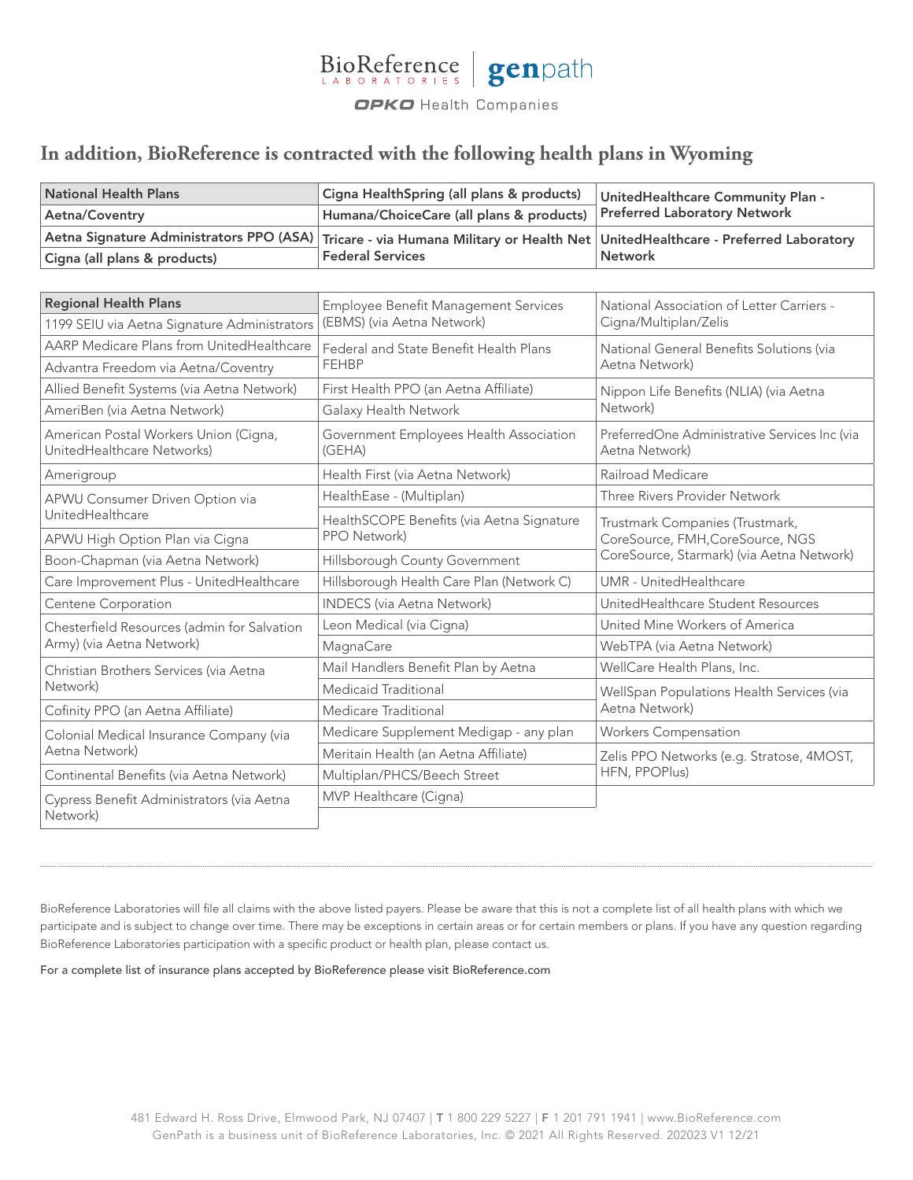## In addition, BioReference is contracted with the following health plans in Wyoming

| National Health Plans | Cigna HealthSpring (all plans & products) | UnitedHealthcare Community Plan - Preferred Laboratory Network |
|---|---|---|
| Aetna/Coventry | Humana/ChoiceCare (all plans & products) | |
| Aetna Signature Administrators PPO (ASA) | Tricare - via Humana Military or Health Net Federal Services | UnitedHealthcare - Preferred Laboratory Network |
| Cigna (all plans & products) | | |

| Regional Health Plans | Employee Benefit Management Services (EBMS) (via Aetna Network) | National Association of Letter Carriers - Cigna/Multiplan/Zelis |
|---|---|---|
| 1199 SEIU via Aetna Signature Administrators | | |
| AARP Medicare Plans from UnitedHealthcare | Federal and State Benefit Health Plans FEHBP | National General Benefits Solutions (via Aetna Network) |
| Advantra Freedom via Aetna/Coventry | | |
| Allied Benefit Systems (via Aetna Network) | First Health PPO (an Aetna Affiliate) | Nippon Life Benefits (NLIA) (via Aetna Network) |
| AmeriBen (via Aetna Network) | Galaxy Health Network | |
| American Postal Workers Union (Cigna, UnitedHealthcare Networks) | Government Employees Health Association (GEHA) | PreferredOne Administrative Services Inc (via Aetna Network) |
| Amerigroup | Health First (via Aetna Network) | Railroad Medicare |
| APWU Consumer Driven Option via UnitedHealthcare | HealthEase - (Multiplan) | Three Rivers Provider Network |
| | HealthSCOPE Benefits (via Aetna Signature PPO Network) | Trustmark Companies (Trustmark, CoreSource, FMH,CoreSource, NGS CoreSource, Starmark) (via Aetna Network) |
| APWU High Option Plan via Cigna | | |
| Boon-Chapman (via Aetna Network) | Hillsborough County Government | |
| Care Improvement Plus - UnitedHealthcare | Hillsborough Health Care Plan (Network C) | UMR - UnitedHealthcare |
| Centene Corporation | INDECS (via Aetna Network) | UnitedHealthcare Student Resources |
| Chesterfield Resources (admin for Salvation Army) (via Aetna Network) | Leon Medical (via Cigna) | United Mine Workers of America |
| | MagnaCare | WebTPA (via Aetna Network) |
| Christian Brothers Services (via Aetna Network) | Mail Handlers Benefit Plan by Aetna | WellCare Health Plans, Inc. |
| | Medicaid Traditional | WellSpan Populations Health Services (via Aetna Network) |
| Cofinity PPO (an Aetna Affiliate) | Medicare Traditional | |
| Colonial Medical Insurance Company (via Aetna Network) | Medicare Supplement Medigap - any plan | Workers Compensation |
| | Meritain Health (an Aetna Affiliate) | Zelis PPO Networks (e.g. Stratose, 4MOST, HFN, PPOPlus) |
| Continental Benefits (via Aetna Network) | Multiplan/PHCS/Beech Street | |
| Cypress Benefit Administrators (via Aetna Network) | MVP Healthcare (Cigna) | |

BioReference Laboratories will file all claims with the above listed payers. Please be aware that this is not a complete list of all health plans with which we participate and is subject to change over time. There may be exceptions in certain areas or for certain members or plans. If you have any question regarding BioReference Laboratories participation with a specific product or health plan, please contact us.

For a complete list of insurance plans accepted by BioReference please visit BioReference.com

481 Edward H. Ross Drive, Elmwood Park, NJ 07407 | **T** 1 800 229 5227 | **F** 1 201 791 1941 | www.BioReference.com
GenPath is a business unit of BioReference Laboratories, Inc. © 2021 All Rights Reserved. 202023 V1 12/21